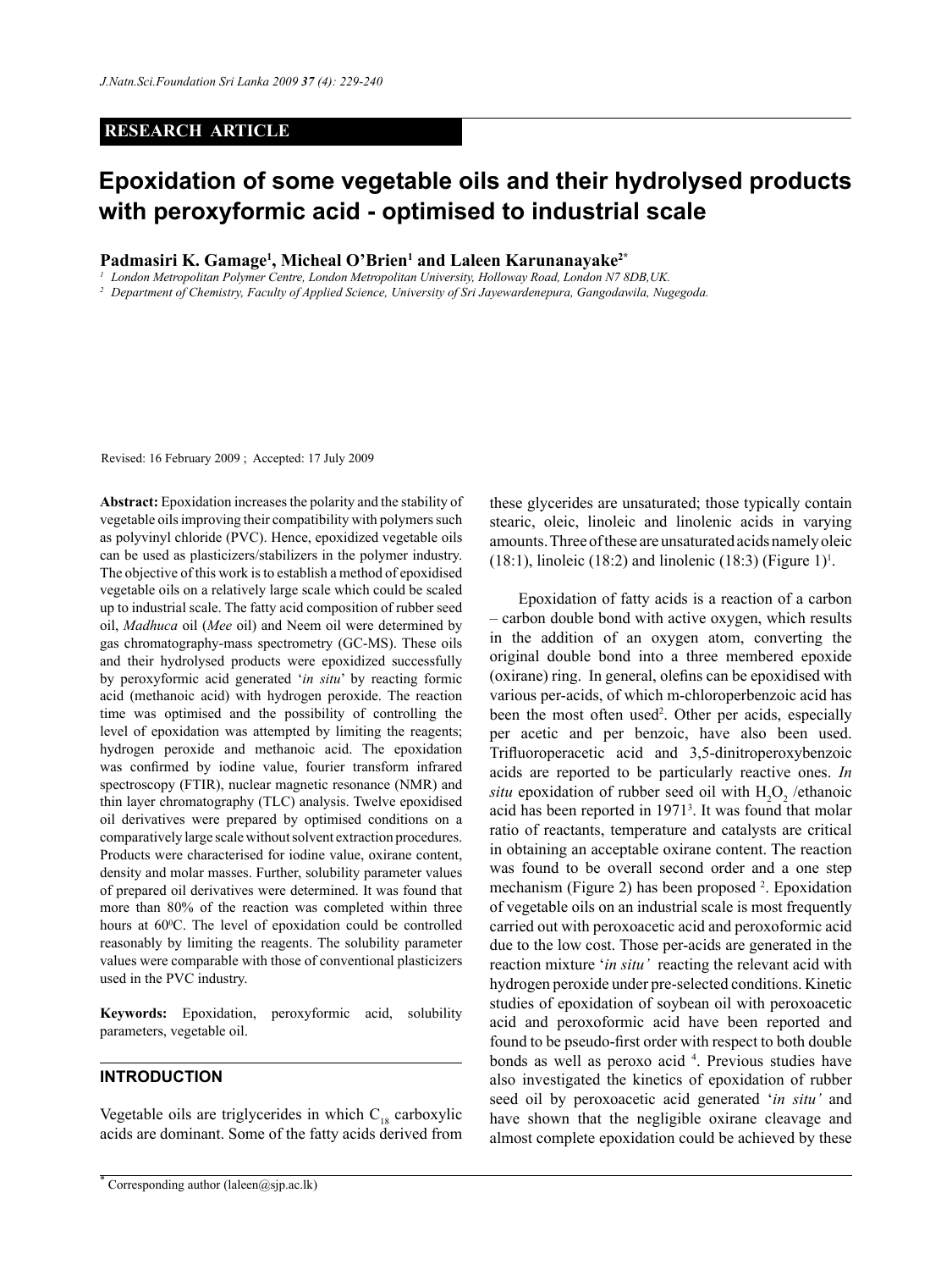**RESEARCH ARTICLE**

# Epoxidation of some vegetable oils and their hydrolysed products with peroxyformic acid - optimised to industrial scale

**Padmasiri K. Gamage[1], Micheal O'Brien[1] and Laleen Karunanayake[2*]**

[1] *London Metropolitan Polymer Centre, London Metropolitan University, Holloway Road, London N7 8DB,UK.*

[2] *Department of Chemistry, Faculty of Applied Science, University of Sri Jayewardenepura, Gangodawila, Nugegoda.*

Revised: 16 February 2009 ; Accepted: 17 July 2009

**Abstract:** Epoxidation increases the polarity and the stability of vegetable oils improving their compatibility with polymers such as polyvinyl chloride (PVC). Hence, epoxidized vegetable oils can be used as plasticizers/stabilizers in the polymer industry. The objective of this work is to establish a method of epoxidised vegetable oils on a relatively large scale which could be scaled up to industrial scale. The fatty acid composition of rubber seed oil, *Madhuca* oil (*Mee* oil) and Neem oil were determined by gas chromatography-mass spectrometry (GC-MS). These oils and their hydrolysed products were epoxidized successfully by peroxyformic acid generated '*in situ*' by reacting formic acid (methanoic acid) with hydrogen peroxide. The reaction time was optimised and the possibility of controlling the level of epoxidation was attempted by limiting the reagents; hydrogen peroxide and methanoic acid. The epoxidation was confirmed by iodine value, fourier transform infrared spectroscopy (FTIR), nuclear magnetic resonance (NMR) and thin layer chromatography (TLC) analysis. Twelve epoxidised oil derivatives were prepared by optimised conditions on a comparatively large scale without solvent extraction procedures. Products were characterised for iodine value, oxirane content, density and molar masses. Further, solubility parameter values of prepared oil derivatives were determined. It was found that more than 80% of the reaction was completed within three hours at 60$^0$C. The level of epoxidation could be controlled reasonably by limiting the reagents. The solubility parameter values were comparable with those of conventional plasticizers used in the PVC industry.

**Keywords:** Epoxidation, peroxyformic acid, solubility parameters, vegetable oil.

## INTRODUCTION

Vegetable oils are triglycerides in which $C_{18}$ carboxylic acids are dominant. Some of the fatty acids derived from these glycerides are unsaturated; those typically contain stearic, oleic, linoleic and linolenic acids in varying amounts. Three of these are unsaturated acids namely oleic (18:1), linoleic (18:2) and linolenic (18:3) (Figure 1)[1].

Epoxidation of fatty acids is a reaction of a carbon – carbon double bond with active oxygen, which results in the addition of an oxygen atom, converting the original double bond into a three membered epoxide (oxirane) ring. In general, olefins can be epoxidised with various per-acids, of which m-chloroperbenzoic acid has been the most often used[2]. Other per acids, especially per acetic and per benzoic, have also been used. Trifluoroperacetic acid and 3,5-dinitroperoxybenzoic acids are reported to be particularly reactive ones. *In situ* epoxidation of rubber seed oil with $H_2O_2$ /ethanoic acid has been reported in 1971[3]. It was found that molar ratio of reactants, temperature and catalysts are critical in obtaining an acceptable oxirane content. The reaction was found to be overall second order and a one step mechanism (Figure 2) has been proposed [2]. Epoxidation of vegetable oils on an industrial scale is most frequently carried out with peroxoacetic acid and peroxoformic acid due to the low cost. Those per-acids are generated in the reaction mixture '*in situ'* reacting the relevant acid with hydrogen peroxide under pre-selected conditions. Kinetic studies of epoxidation of soybean oil with peroxoacetic acid and peroxoformic acid have been reported and found to be pseudo-first order with respect to both double bonds as well as peroxo acid [4]. Previous studies have also investigated the kinetics of epoxidation of rubber seed oil by peroxoacetic acid generated '*in situ'* and have shown that the negligible oxirane cleavage and almost complete epoxidation could be achieved by these

* Corresponding author (laleen@sjp.ac.lk)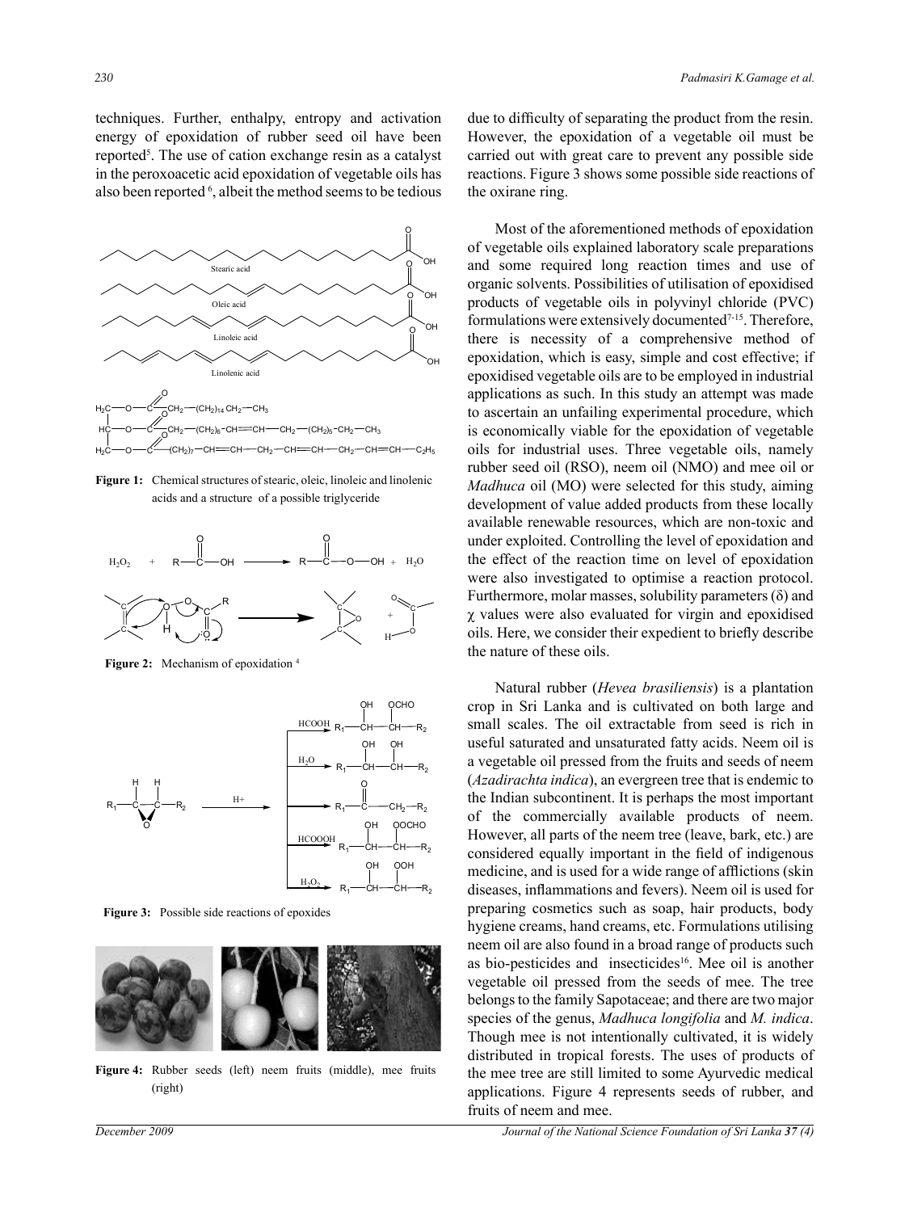techniques. Further, enthalpy, entropy and activation energy of epoxidation of rubber seed oil have been reported[5]. The use of cation exchange resin as a catalyst in the peroxoacetic acid epoxidation of vegetable oils has also been reported [6], albeit the method seems to be tedious due to difficulty of separating the product from the resin. However, the epoxidation of a vegetable oil must be carried out with great care to prevent any possible side reactions. Figure 3 shows some possible side reactions of the oxirane ring.

**Figure 1:** Chemical structures of stearic, oleic, linoleic and linolenic acids and a structure of a possible triglyceride

**Figure 2:** Mechanism of epoxidation [4]

**Figure 3:** Possible side reactions of epoxides

**Figure 4:** Rubber seeds (left) neem fruits (middle), mee fruits (right)

Most of the aforementioned methods of epoxidation of vegetable oils explained laboratory scale preparations and some required long reaction times and use of organic solvents. Possibilities of utilisation of epoxidised products of vegetable oils in polyvinyl chloride (PVC) formulations were extensively documented[7-15]. Therefore, there is necessity of a comprehensive method of epoxidation, which is easy, simple and cost effective; if epoxidised vegetable oils are to be employed in industrial applications as such. In this study an attempt was made to ascertain an unfailing experimental procedure, which is economically viable for the epoxidation of vegetable oils for industrial uses. Three vegetable oils, namely rubber seed oil (RSO), neem oil (NMO) and mee oil or *Madhuca* oil (MO) were selected for this study, aiming development of value added products from these locally available renewable resources, which are non-toxic and under exploited. Controlling the level of epoxidation and the effect of the reaction time on level of epoxidation were also investigated to optimise a reaction protocol. Furthermore, molar masses, solubility parameters ($\delta$) and $\chi$ values were also evaluated for virgin and epoxidised oils. Here, we consider their expedient to briefly describe the nature of these oils.

Natural rubber (*Hevea brasiliensis*) is a plantation crop in Sri Lanka and is cultivated on both large and small scales. The oil extractable from seed is rich in useful saturated and unsaturated fatty acids. Neem oil is a vegetable oil pressed from the fruits and seeds of neem (*Azadirachta indica*), an evergreen tree that is endemic to the Indian subcontinent. It is perhaps the most important of the commercially available products of neem. However, all parts of the neem tree (leave, bark, etc.) are considered equally important in the field of indigenous medicine, and is used for a wide range of afflictions (skin diseases, inflammations and fevers). Neem oil is used for preparing cosmetics such as soap, hair products, body hygiene creams, hand creams, etc. Formulations utilising neem oil are also found in a broad range of products such as bio-pesticides and insecticides[16]. Mee oil is another vegetable oil pressed from the seeds of mee. The tree belongs to the family Sapotaceae; and there are two major species of the genus, *Madhuca longifolia* and *M. indica*. Though mee is not intentionally cultivated, it is widely distributed in tropical forests. The uses of products of the mee tree are still limited to some Ayurvedic medical applications. Figure 4 represents seeds of rubber, and fruits of neem and mee.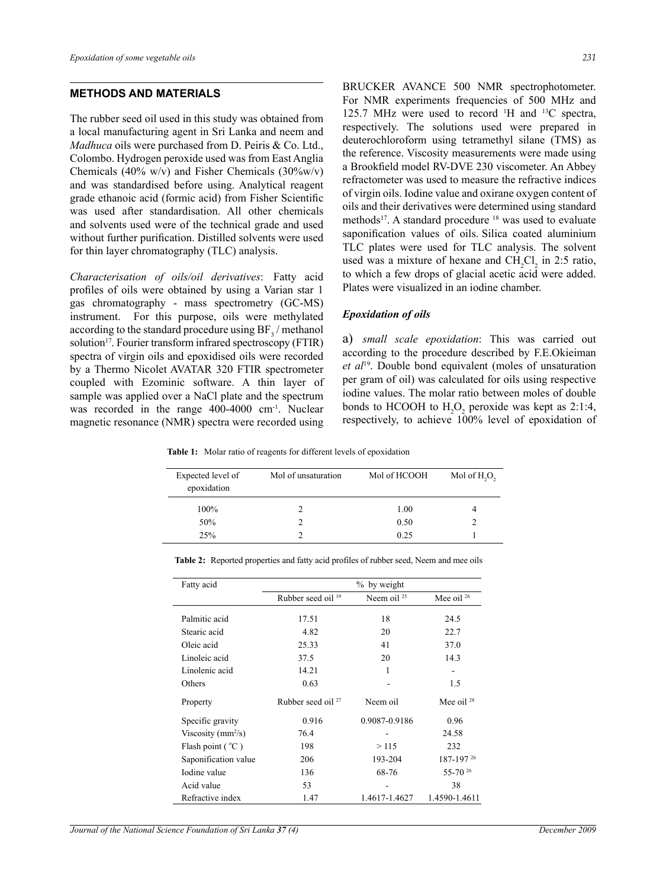## METHODS AND MATERIALS

The rubber seed oil used in this study was obtained from a local manufacturing agent in Sri Lanka and neem and *Madhuca* oils were purchased from D. Peiris & Co. Ltd., Colombo. Hydrogen peroxide used was from East Anglia Chemicals (40% w/v) and Fisher Chemicals (30%w/v) and was standardised before using. Analytical reagent grade ethanoic acid (formic acid) from Fisher Scientific was used after standardisation. All other chemicals and solvents used were of the technical grade and used without further purification. Distilled solvents were used for thin layer chromatography (TLC) analysis.

*Characterisation of oils/oil derivatives*: Fatty acid profiles of oils were obtained by using a Varian star 1 gas chromatography - mass spectrometry (GC-MS) instrument. For this purpose, oils were methylated according to the standard procedure using $BF_3$ / methanol solution[17]. Fourier transform infrared spectroscopy (FTIR) spectra of virgin oils and epoxidised oils were recorded by a Thermo Nicolet AVATAR 320 FTIR spectrometer coupled with Ezominic software. A thin layer of sample was applied over a NaCl plate and the spectrum was recorded in the range 400-4000 $cm^{-1}$. Nuclear magnetic resonance (NMR) spectra were recorded using BRUCKER AVANCE 500 NMR spectrophotometer. For NMR experiments frequencies of 500 MHz and 125.7 MHz were used to record $^{1}H$ and $^{13}C$ spectra, respectively. The solutions used were prepared in deuterochloroform using tetramethyl silane (TMS) as the reference. Viscosity measurements were made using a Brookfield model RV-DVE 230 viscometer. An Abbey refractometer was used to measure the refractive indices of virgin oils. Iodine value and oxirane oxygen content of oils and their derivatives were determined using standard methods[17]. A standard procedure [18] was used to evaluate saponification values of oils. Silica coated aluminium TLC plates were used for TLC analysis. The solvent used was a mixture of hexane and $CH_2Cl_2$ in 2:5 ratio, to which a few drops of glacial acetic acid were added. Plates were visualized in an iodine chamber.

### *Epoxidation of oils*

a) *small scale epoxidation*: This was carried out according to the procedure described by F.E.Okieiman *et al*[19]. Double bond equivalent (moles of unsaturation per gram of oil) was calculated for oils using respective iodine values. The molar ratio between moles of double bonds to HCOOH to $H_2O_2$ peroxide was kept as 2:1:4, respectively, to achieve 100% level of epoxidation of

**Table 1:** Molar ratio of reagents for different levels of epoxidation

| Expected level of epoxidation | Mol of unsaturation | Mol of HCOOH | Mol of $H_2O_2$ |
|---|---|---|---|
| 100% | 2 | 1.00 | 4 |
| 50% | 2 | 0.50 | 2 |
| 25% | 2 | 0.25 | 1 |

**Table 2:** Reported properties and fatty acid profiles of rubber seed, Neem and mee oils

| Fatty acid | % by weight | | |
|---|---|---|---|
| | Rubber seed oil [19] | Neem oil [25] | Mee oil [26] |
| Palmitic acid | 17.51 | 18 | 24.5 |
| Stearic acid | 4.82 | 20 | 22.7 |
| Oleic acid | 25.33 | 41 | 37.0 |
| Linoleic acid | 37.5 | 20 | 14.3 |
| Linolenic acid | 14.21 | 1 | - |
| Others | 0.63 | - | 1.5 |
| Property | Rubber seed oil [27] | Neem oil | Mee oil [28] |
| Specific gravity | 0.916 | 0.9087-0.9186 | 0.96 |
| Viscosity ($mm^2$/s) | 76.4 | - | 24.58 |
| Flash point (°C) | 198 | > 115 | 232 |
| Saponification value | 206 | 193-204 | 187-197 [26] |
| Iodine value | 136 | 68-76 | 55-70 [26] |
| Acid value | 53 | - | 38 |
| Refractive index | 1.47 | 1.4617-1.4627 | 1.4590-1.4611 |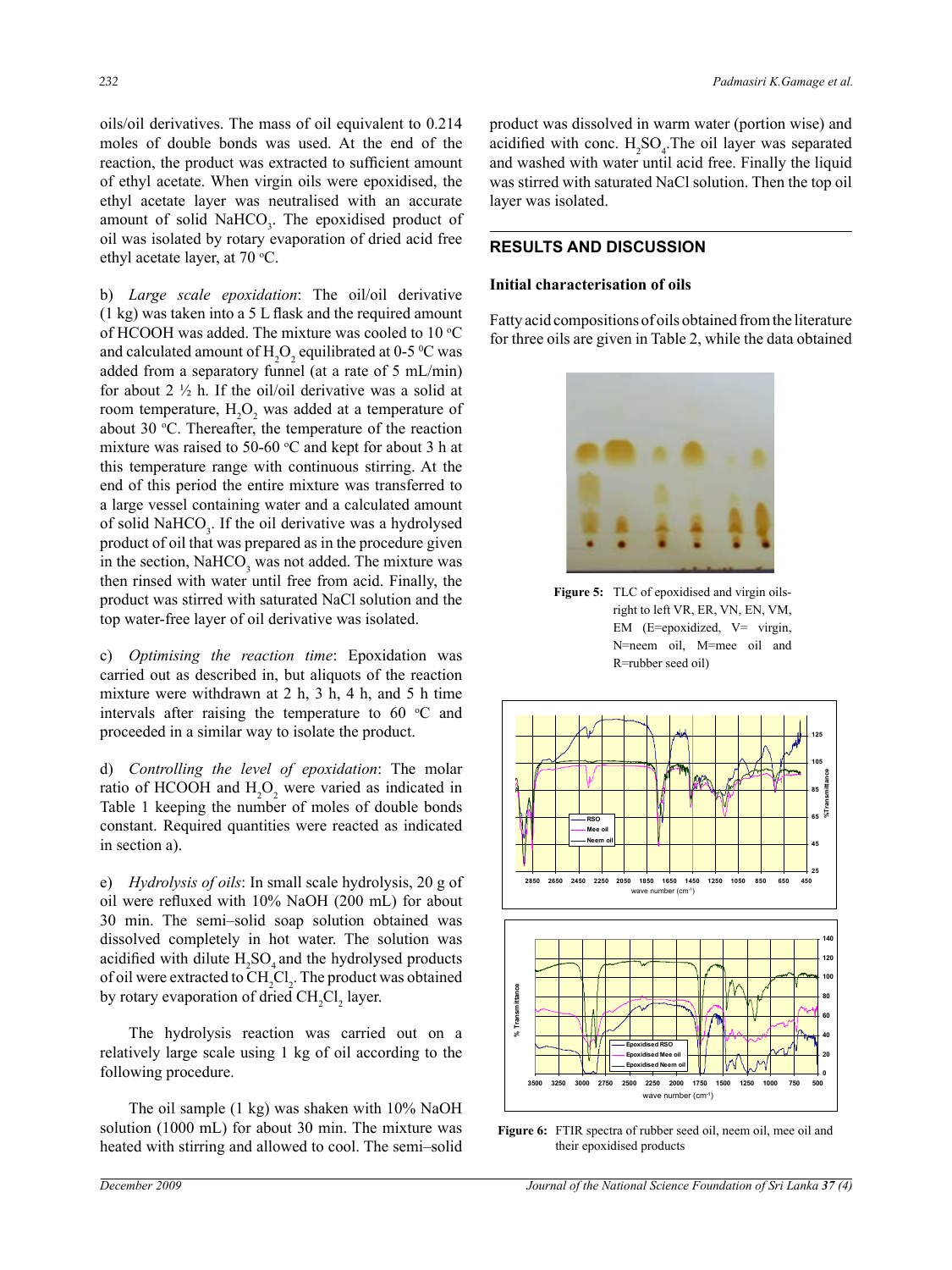oils/oil derivatives. The mass of oil equivalent to 0.214 moles of double bonds was used. At the end of the reaction, the product was extracted to sufficient amount of ethyl acetate. When virgin oils were epoxidised, the ethyl acetate layer was neutralised with an accurate amount of solid $NaHCO_3$. The epoxidised product of oil was isolated by rotary evaporation of dried acid free ethyl acetate layer, at 70 °C.

b) *Large scale epoxidation*: The oil/oil derivative (1 kg) was taken into a 5 L flask and the required amount of HCOOH was added. The mixture was cooled to 10 °C and calculated amount of $H_2O_2$ equilibrated at 0-5 °C was added from a separatory funnel (at a rate of 5 mL/min) for about 2 ½ h. If the oil/oil derivative was a solid at room temperature, $H_2O_2$ was added at a temperature of about 30 °C. Thereafter, the temperature of the reaction mixture was raised to 50-60 °C and kept for about 3 h at this temperature range with continuous stirring. At the end of this period the entire mixture was transferred to a large vessel containing water and a calculated amount of solid $NaHCO_3$. If the oil derivative was a hydrolysed product of oil that was prepared as in the procedure given in the section, $NaHCO_3$ was not added. The mixture was then rinsed with water until free from acid. Finally, the product was stirred with saturated NaCl solution and the top water-free layer of oil derivative was isolated.

c) *Optimising the reaction time*: Epoxidation was carried out as described in, but aliquots of the reaction mixture were withdrawn at 2 h, 3 h, 4 h, and 5 h time intervals after raising the temperature to 60 °C and proceeded in a similar way to isolate the product.

d) *Controlling the level of epoxidation*: The molar ratio of HCOOH and $H_2O_2$ were varied as indicated in Table 1 keeping the number of moles of double bonds constant. Required quantities were reacted as indicated in section a).

e) *Hydrolysis of oils*: In small scale hydrolysis, 20 g of oil were refluxed with 10% NaOH (200 mL) for about 30 min. The semi–solid soap solution obtained was dissolved completely in hot water. The solution was acidified with dilute $H_2SO_4$ and the hydrolysed products of oil were extracted to $CH_2Cl_2$. The product was obtained by rotary evaporation of dried $CH_2Cl_2$ layer.

The hydrolysis reaction was carried out on a relatively large scale using 1 kg of oil according to the following procedure.

The oil sample (1 kg) was shaken with 10% NaOH solution (1000 mL) for about 30 min. The mixture was heated with stirring and allowed to cool. The semi–solid product was dissolved in warm water (portion wise) and acidified with conc. $H_2SO_4$. The oil layer was separated and washed with water until acid free. Finally the liquid was stirred with saturated NaCl solution. Then the top oil layer was isolated.

## RESULTS AND DISCUSSION

### Initial characterisation of oils

Fatty acid compositions of oils obtained from the literature for three oils are given in Table 2, while the data obtained

Figure 5: TLC of epoxidised and virgin oils- right to left VR, ER, VN, EN, VM, EM (E=epoxidized, V= virgin, N=neem oil, M=mee oil and R=rubber seed oil)

Figure 6: FTIR spectra of rubber seed oil, neem oil, mee oil and their epoxidised products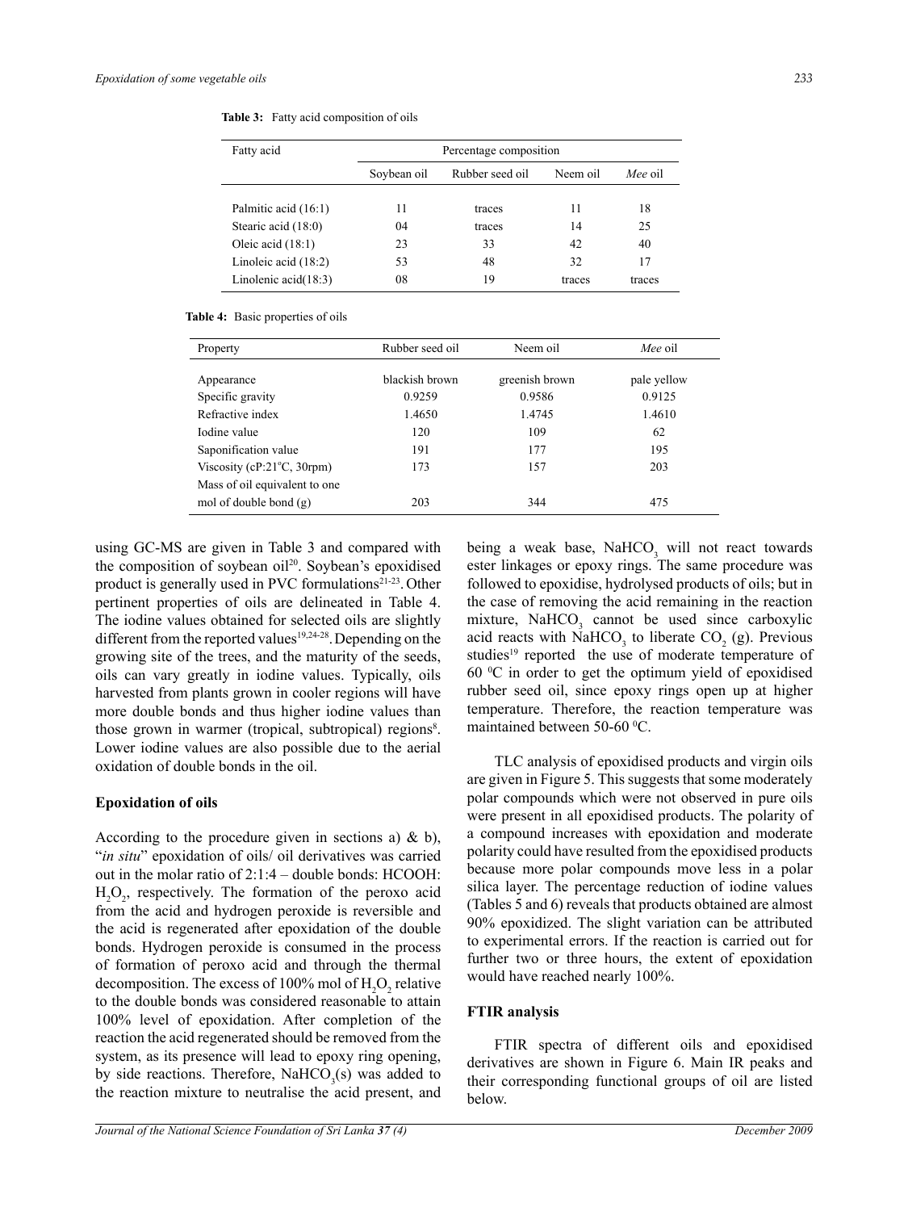**Table 3:** Fatty acid composition of oils

| Fatty acid | Percentage composition | | | |
|---|---|---|---|---|
| | Soybean oil | Rubber seed oil | Neem oil | *Mee* oil |
| Palmitic acid (16:1) | 11 | traces | 11 | 18 |
| Stearic acid (18:0) | 04 | traces | 14 | 25 |
| Oleic acid (18:1) | 23 | 33 | 42 | 40 |
| Linoleic acid (18:2) | 53 | 48 | 32 | 17 |
| Linolenic acid(18:3) | 08 | 19 | traces | traces |

**Table 4:** Basic properties of oils

| Property | Rubber seed oil | Neem oil | *Mee* oil |
|---|---|---|---|
| Appearance | blackish brown | greenish brown | pale yellow |
| Specific gravity | 0.9259 | 0.9586 | 0.9125 |
| Refractive index | 1.4650 | 1.4745 | 1.4610 |
| Iodine value | 120 | 109 | 62 |
| Saponification value | 191 | 177 | 195 |
| Viscosity (cP:21°C, 30rpm) | 173 | 157 | 203 |
| Mass of oil equivalent to one mol of double bond (g) | 203 | 344 | 475 |

using GC-MS are given in Table 3 and compared with the composition of soybean oil[20]. Soybean's epoxidised product is generally used in PVC formulations[21-23]. Other pertinent properties of oils are delineated in Table 4. The iodine values obtained for selected oils are slightly different from the reported values[19,24-28]. Depending on the growing site of the trees, and the maturity of the seeds, oils can vary greatly in iodine values. Typically, oils harvested from plants grown in cooler regions will have more double bonds and thus higher iodine values than those grown in warmer (tropical, subtropical) regions[8]. Lower iodine values are also possible due to the aerial oxidation of double bonds in the oil.

## Epoxidation of oils

According to the procedure given in sections a) & b), "*in situ*" epoxidation of oils/ oil derivatives was carried out in the molar ratio of 2:1:4 – double bonds: HCOOH: $H_2O_2$, respectively. The formation of the peroxo acid from the acid and hydrogen peroxide is reversible and the acid is regenerated after epoxidation of the double bonds. Hydrogen peroxide is consumed in the process of formation of peroxo acid and through the thermal decomposition. The excess of 100% mol of $H_2O_2$ relative to the double bonds was considered reasonable to attain 100% level of epoxidation. After completion of the reaction the acid regenerated should be removed from the system, as its presence will lead to epoxy ring opening, by side reactions. Therefore, $NaHCO_3$(s) was added to the reaction mixture to neutralise the acid present, and being a weak base, $NaHCO_3$ will not react towards ester linkages or epoxy rings. The same procedure was followed to epoxidise, hydrolysed products of oils; but in the case of removing the acid remaining in the reaction mixture, $NaHCO_3$ cannot be used since carboxylic acid reacts with $NaHCO_3$ to liberate $CO_2$ (g). Previous studies[19] reported the use of moderate temperature of 60 °C in order to get the optimum yield of epoxidised rubber seed oil, since epoxy rings open up at higher temperature. Therefore, the reaction temperature was maintained between 50-60 °C.

TLC analysis of epoxidised products and virgin oils are given in Figure 5. This suggests that some moderately polar compounds which were not observed in pure oils were present in all epoxidised products. The polarity of a compound increases with epoxidation and moderate polarity could have resulted from the epoxidised products because more polar compounds move less in a polar silica layer. The percentage reduction of iodine values (Tables 5 and 6) reveals that products obtained are almost 90% epoxidized. The slight variation can be attributed to experimental errors. If the reaction is carried out for further two or three hours, the extent of epoxidation would have reached nearly 100%.

## FTIR analysis

FTIR spectra of different oils and epoxidised derivatives are shown in Figure 6. Main IR peaks and their corresponding functional groups of oil are listed below.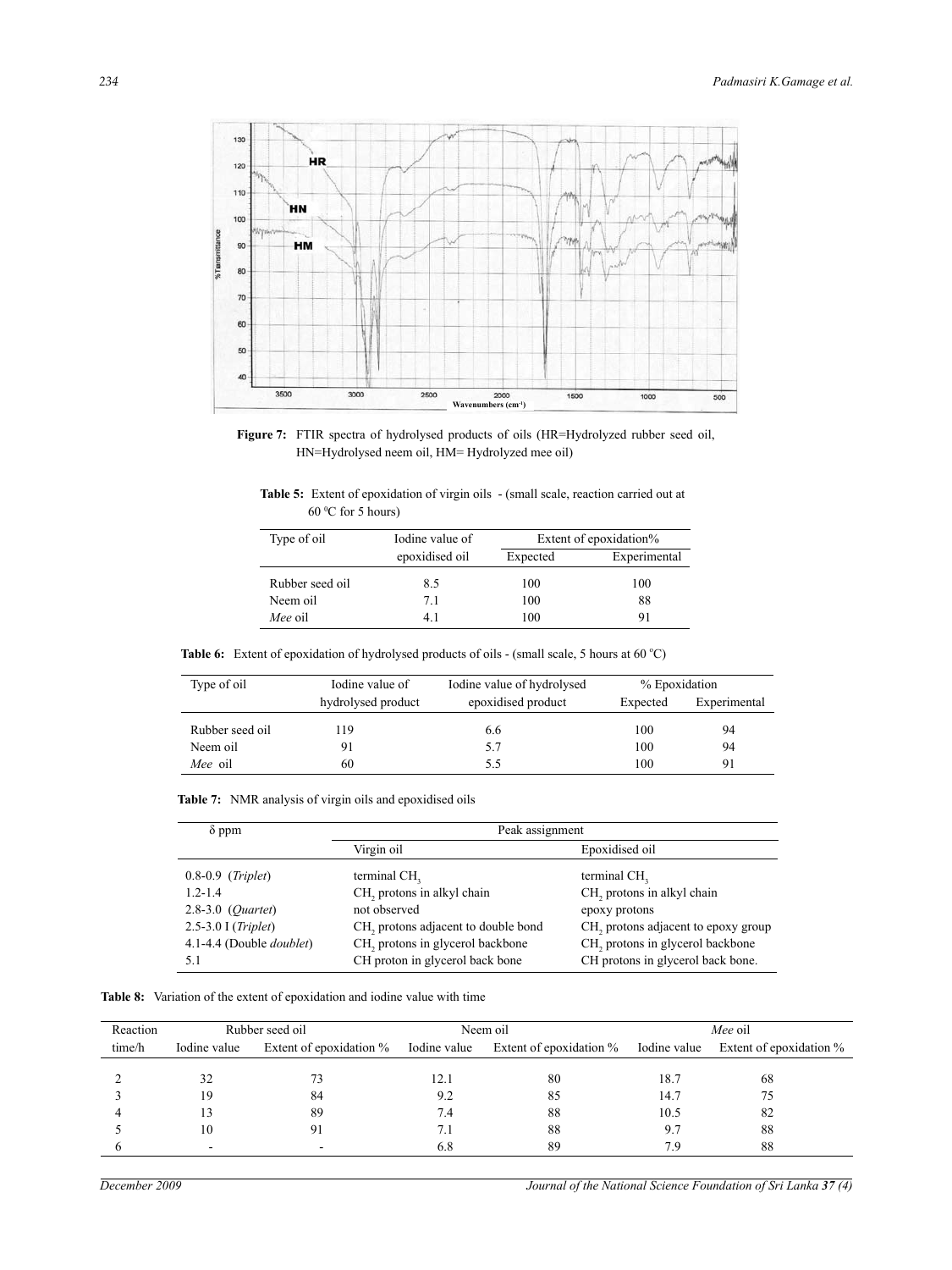**Figure 7:** FTIR spectra of hydrolysed products of oils (HR=Hydrolyzed rubber seed oil, HN=Hydrolysed neem oil, HM= Hydrolyzed mee oil)

**Table 5:** Extent of epoxidation of virgin oils - (small scale, reaction carried out at 60 °C for 5 hours)

| Type of oil | Iodine value of epoxidised oil | Extent of epoxidation% | |
|---|---|---|---|
| | | Expected | Experimental |
| Rubber seed oil | 8.5 | 100 | 100 |
| Neem oil | 7.1 | 100 | 88 |
| *Mee* oil | 4.1 | 100 | 91 |

**Table 6:** Extent of epoxidation of hydrolysed products of oils - (small scale, 5 hours at 60 °C)

| Type of oil | Iodine value of hydrolysed product | Iodine value of hydrolysed epoxidised product | % Epoxidation | |
|---|---|---|---|---|
| | | | Expected | Experimental |
| Rubber seed oil | 119 | 6.6 | 100 | 94 |
| Neem oil | 91 | 5.7 | 100 | 94 |
| *Mee* oil | 60 | 5.5 | 100 | 91 |

**Table 7:** NMR analysis of virgin oils and epoxidised oils

| δ ppm | Peak assignment | |
|---|---|---|
| | Virgin oil | Epoxidised oil |
| 0.8-0.9 (*Triplet*) | terminal $CH_3$ | terminal $CH_3$ |
| 1.2-1.4 | $CH_2$ protons in alkyl chain | $CH_2$ protons in alkyl chain |
| 2.8-3.0 (*Quartet*) | not observed | epoxy protons |
| 2.5-3.0 I (*Triplet*) | $CH_2$ protons adjacent to double bond | $CH_2$ protons adjacent to epoxy group |
| 4.1-4.4 (Double *doublet*) | $CH_2$ protons in glycerol backbone | $CH_2$ protons in glycerol backbone |
| 5.1 | CH proton in glycerol back bone | CH protons in glycerol back bone. |

**Table 8:** Variation of the extent of epoxidation and iodine value with time

| Reaction time/h | Rubber seed oil | | Neem oil | | *Mee* oil | |
|---|---|---|---|---|---|---|
| | Iodine value | Extent of epoxidation % | Iodine value | Extent of epoxidation % | Iodine value | Extent of epoxidation % |
| 2 | 32 | 73 | 12.1 | 80 | 18.7 | 68 |
| 3 | 19 | 84 | 9.2 | 85 | 14.7 | 75 |
| 4 | 13 | 89 | 7.4 | 88 | 10.5 | 82 |
| 5 | 10 | 91 | 7.1 | 88 | 9.7 | 88 |
| 6 | - | - | 6.8 | 89 | 7.9 | 88 |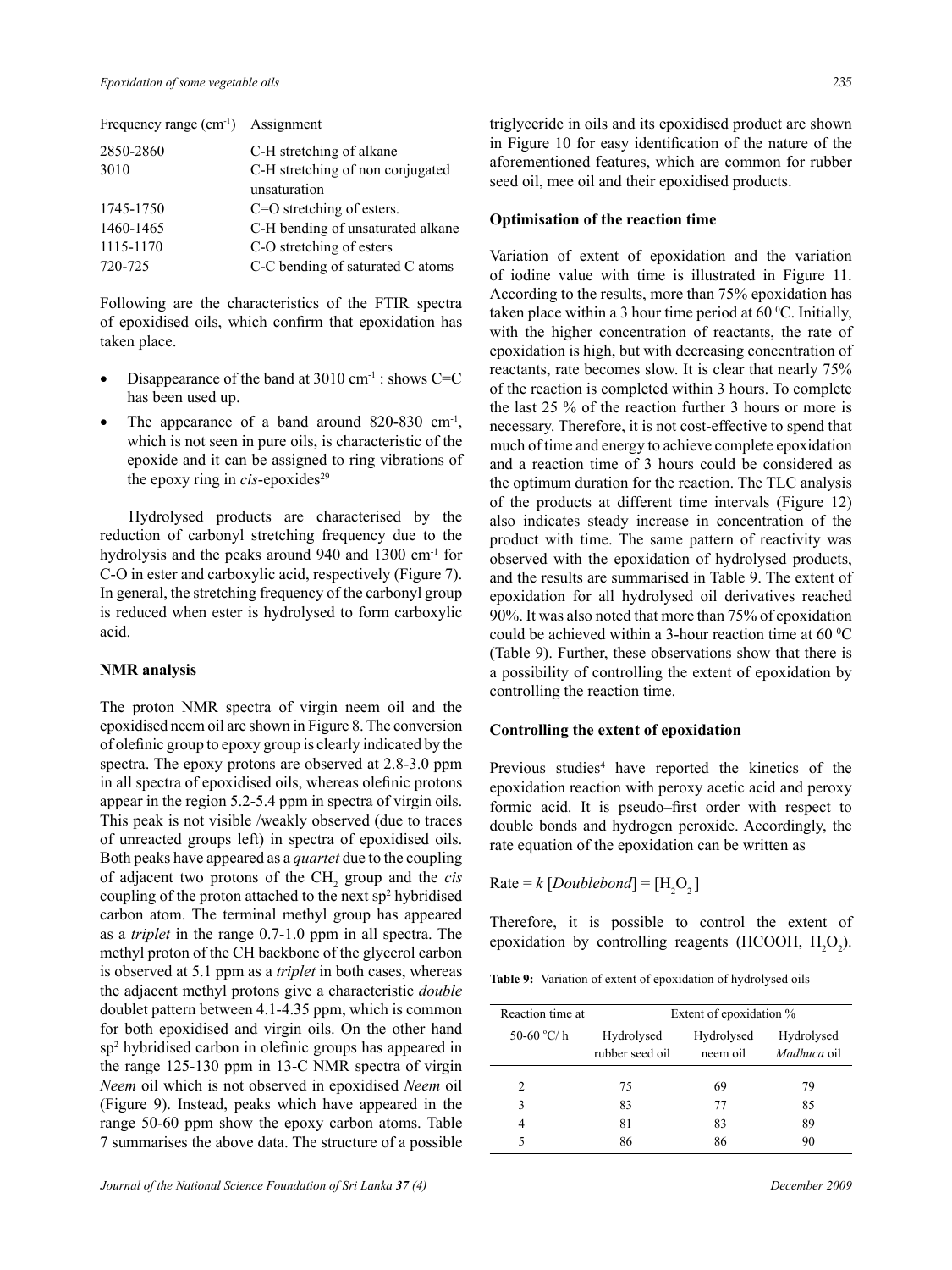| Frequency range ($cm^{-1}$) | Assignment |
|---|---|
| 2850-2860 | C-H stretching of alkane |
| 3010 | C-H stretching of non conjugated unsaturation |
| 1745-1750 | C=O stretching of esters. |
| 1460-1465 | C-H bending of unsaturated alkane |
| 1115-1170 | C-O stretching of esters |
| 720-725 | C-C bending of saturated C atoms |

Following are the characteristics of the FTIR spectra of epoxidised oils, which confirm that epoxidation has taken place.

- Disappearance of the band at 3010 $cm^{-1}$ : shows C=C has been used up.
- The appearance of a band around 820-830 $cm^{-1}$, which is not seen in pure oils, is characteristic of the epoxide and it can be assigned to ring vibrations of the epoxy ring in *cis*-epoxides[29]

Hydrolysed products are characterised by the reduction of carbonyl stretching frequency due to the hydrolysis and the peaks around 940 and 1300 $cm^{-1}$ for C-O in ester and carboxylic acid, respectively (Figure 7). In general, the stretching frequency of the carbonyl group is reduced when ester is hydrolysed to form carboxylic acid.

**NMR analysis**

The proton NMR spectra of virgin neem oil and the epoxidised neem oil are shown in Figure 8. The conversion of olefinic group to epoxy group is clearly indicated by the spectra. The epoxy protons are observed at 2.8-3.0 ppm in all spectra of epoxidised oils, whereas olefinic protons appear in the region 5.2-5.4 ppm in spectra of virgin oils. This peak is not visible /weakly observed (due to traces of unreacted groups left) in spectra of epoxidised oils. Both peaks have appeared as a *quartet* due to the coupling of adjacent two protons of the $CH_2$ group and the *cis* coupling of the proton attached to the next $sp^2$ hybridised carbon atom. The terminal methyl group has appeared as a *triplet* in the range 0.7-1.0 ppm in all spectra. The methyl proton of the CH backbone of the glycerol carbon is observed at 5.1 ppm as a *triplet* in both cases, whereas the adjacent methyl protons give a characteristic *double* doublet pattern between 4.1-4.35 ppm, which is common for both epoxidised and virgin oils. On the other hand $sp^2$ hybridised carbon in olefinic groups has appeared in the range 125-130 ppm in 13-C NMR spectra of virgin *Neem* oil which is not observed in epoxidised *Neem* oil (Figure 9). Instead, peaks which have appeared in the range 50-60 ppm show the epoxy carbon atoms. Table 7 summarises the above data. The structure of a possible triglyceride in oils and its epoxidised product are shown in Figure 10 for easy identification of the nature of the aforementioned features, which are common for rubber seed oil, mee oil and their epoxidised products.

**Optimisation of the reaction time**

Variation of extent of epoxidation and the variation of iodine value with time is illustrated in Figure 11. According to the results, more than 75% epoxidation has taken place within a 3 hour time period at 60 $^0$C. Initially, with the higher concentration of reactants, the rate of epoxidation is high, but with decreasing concentration of reactants, rate becomes slow. It is clear that nearly 75% of the reaction is completed within 3 hours. To complete the last 25 % of the reaction further 3 hours or more is necessary. Therefore, it is not cost-effective to spend that much of time and energy to achieve complete epoxidation and a reaction time of 3 hours could be considered as the optimum duration for the reaction. The TLC analysis of the products at different time intervals (Figure 12) also indicates steady increase in concentration of the product with time. The same pattern of reactivity was observed with the epoxidation of hydrolysed products, and the results are summarised in Table 9. The extent of epoxidation for all hydrolysed oil derivatives reached 90%. It was also noted that more than 75% of epoxidation could be achieved within a 3-hour reaction time at 60 $^0$C (Table 9). Further, these observations show that there is a possibility of controlling the extent of epoxidation by controlling the reaction time.

**Controlling the extent of epoxidation**

Previous studies[4] have reported the kinetics of the epoxidation reaction with peroxy acetic acid and peroxy formic acid. It is pseudo–first order with respect to double bonds and hydrogen peroxide. Accordingly, the rate equation of the epoxidation can be written as

$$\text{Rate} = k\,[Doublebond] = [H_2O_2]$$

Therefore, it is possible to control the extent of epoxidation by controlling reagents (HCOOH, $H_2O_2$).

**Table 9:** Variation of extent of epoxidation of hydrolysed oils

| Reaction time at 50-60 $^oC$/ h | Extent of epoxidation % | | |
|---|---|---|---|
| | Hydrolysed rubber seed oil | Hydrolysed neem oil | Hydrolysed *Madhuca* oil |
| 2 | 75 | 69 | 79 |
| 3 | 83 | 77 | 85 |
| 4 | 81 | 83 | 89 |
| 5 | 86 | 86 | 90 |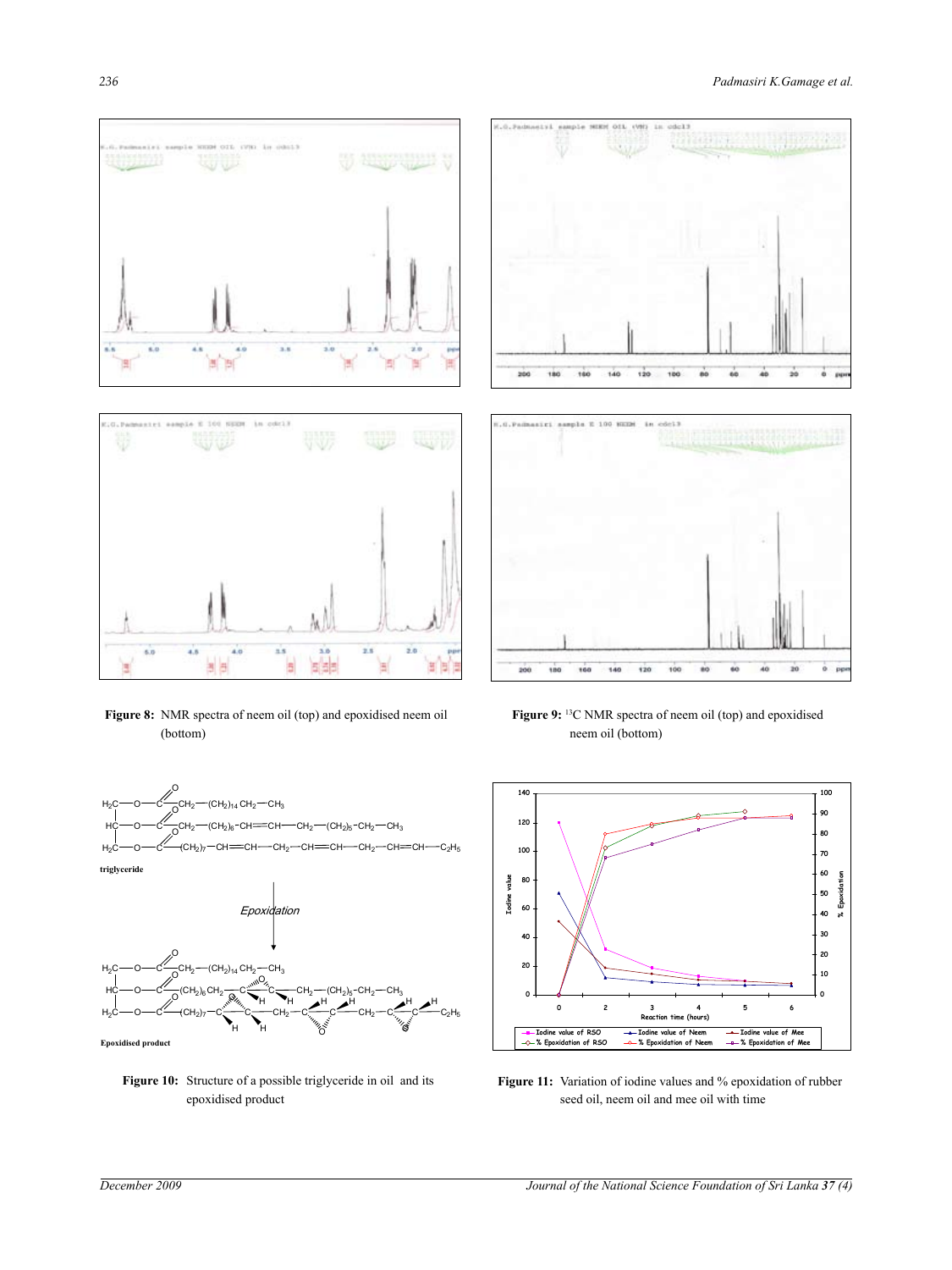**Figure 8:** NMR spectra of neem oil (top) and epoxidised neem oil (bottom)

**Figure 9:** $^{13}$C NMR spectra of neem oil (top) and epoxidised neem oil (bottom)

**Figure 10:** Structure of a possible triglyceride in oil and its epoxidised product

**Figure 11:** Variation of iodine values and % epoxidation of rubber seed oil, neem oil and mee oil with time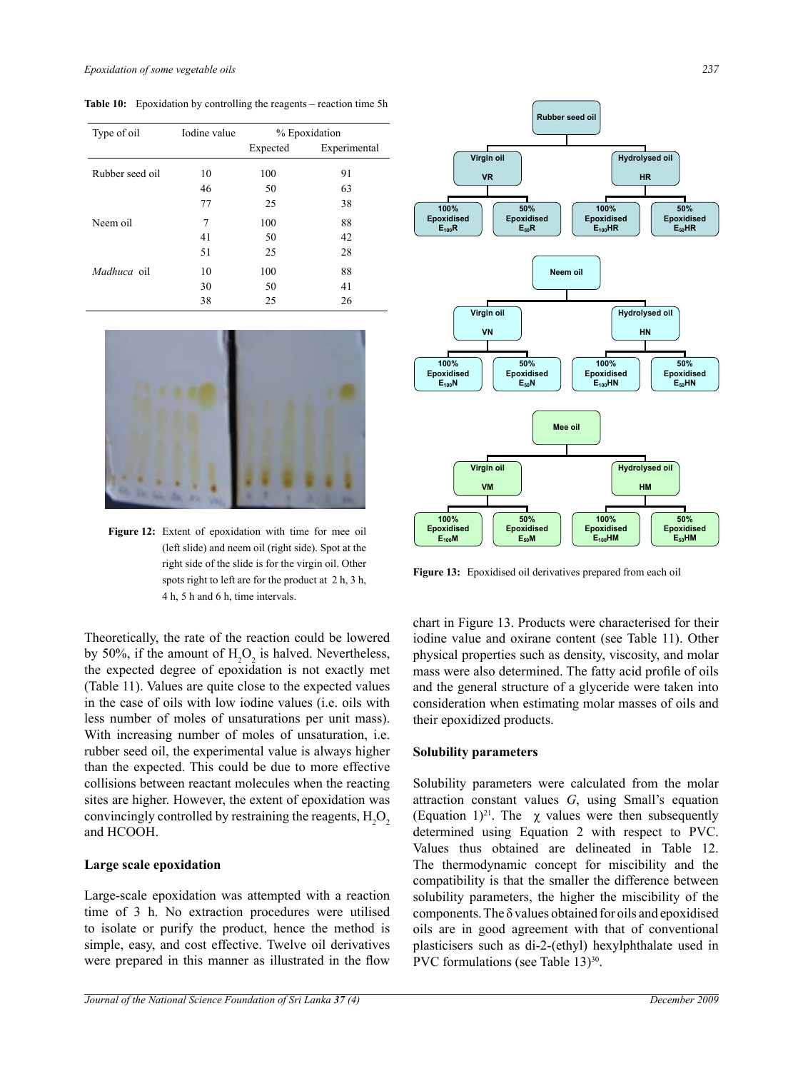**Table 10:** Epoxidation by controlling the reagents – reaction time 5h

| Type of oil | Iodine value | % Epoxidation | |
|---|---|---|---|
| | | Expected | Experimental |
| Rubber seed oil | 10 | 100 | 91 |
| | 46 | 50 | 63 |
| | 77 | 25 | 38 |
| Neem oil | 7 | 100 | 88 |
| | 41 | 50 | 42 |
| | 51 | 25 | 28 |
| *Madhuca* oil | 10 | 100 | 88 |
| | 30 | 50 | 41 |
| | 38 | 25 | 26 |

**Figure 12:** Extent of epoxidation with time for mee oil (left slide) and neem oil (right side). Spot at the right side of the slide is for the virgin oil. Other spots right to left are for the product at 2 h, 3 h, 4 h, 5 h and 6 h, time intervals.

Theoretically, the rate of the reaction could be lowered by 50%, if the amount of $H_2O_2$ is halved. Nevertheless, the expected degree of epoxidation is not exactly met (Table 11). Values are quite close to the expected values in the case of oils with low iodine values (i.e. oils with less number of moles of unsaturations per unit mass). With increasing number of moles of unsaturation, i.e. rubber seed oil, the experimental value is always higher than the expected. This could be due to more effective collisions between reactant molecules when the reacting sites are higher. However, the extent of epoxidation was convincingly controlled by restraining the reagents, $H_2O_2$ and HCOOH.

### Large scale epoxidation

Large-scale epoxidation was attempted with a reaction time of 3 h. No extraction procedures were utilised to isolate or purify the product, hence the method is simple, easy, and cost effective. Twelve oil derivatives were prepared in this manner as illustrated in the flow chart in Figure 13. Products were characterised for their iodine value and oxirane content (see Table 11). Other physical properties such as density, viscosity, and molar mass were also determined. The fatty acid profile of oils and the general structure of a glyceride were taken into consideration when estimating molar masses of oils and their epoxidized products.

- **Rubber seed oil**
  - **Virgin oil (VR)**
    - 100% Epoxidised ($E_{100}R$)
    - 50% Epoxidised ($E_{50}R$)
  - **Hydrolysed oil (HR)**
    - 100% Epoxidised ($E_{100}HR$)
    - 50% Epoxidised ($E_{50}HR$)
- **Neem oil**
  - **Virgin oil (VN)**
    - 100% Epoxidised ($E_{100}N$)
    - 50% Epoxidised ($E_{50}N$)
  - **Hydrolysed oil (HN)**
    - 100% Epoxidised ($E_{100}HN$)
    - 50% Epoxidised ($E_{50}HN$)
- **Mee oil**
  - **Virgin oil (VM)**
    - 100% Epoxidised ($E_{100}M$)
    - 50% Epoxidised ($E_{50}M$)
  - **Hydrolysed oil (HM)**
    - 100% Epoxidised ($E_{100}HM$)
    - 50% Epoxidised ($E_{50}HM$)

**Figure 13:** Epoxidised oil derivatives prepared from each oil

### Solubility parameters

Solubility parameters were calculated from the molar attraction constant values *G*, using Small's equation (Equation 1)[21]. The $\chi$ values were then subsequently determined using Equation 2 with respect to PVC. Values thus obtained are delineated in Table 12. The thermodynamic concept for miscibility and the compatibility is that the smaller the difference between solubility parameters, the higher the miscibility of the components. The $\delta$ values obtained for oils and epoxidised oils are in good agreement with that of conventional plasticisers such as di-2-(ethyl) hexylphthalate used in PVC formulations (see Table 13)[30].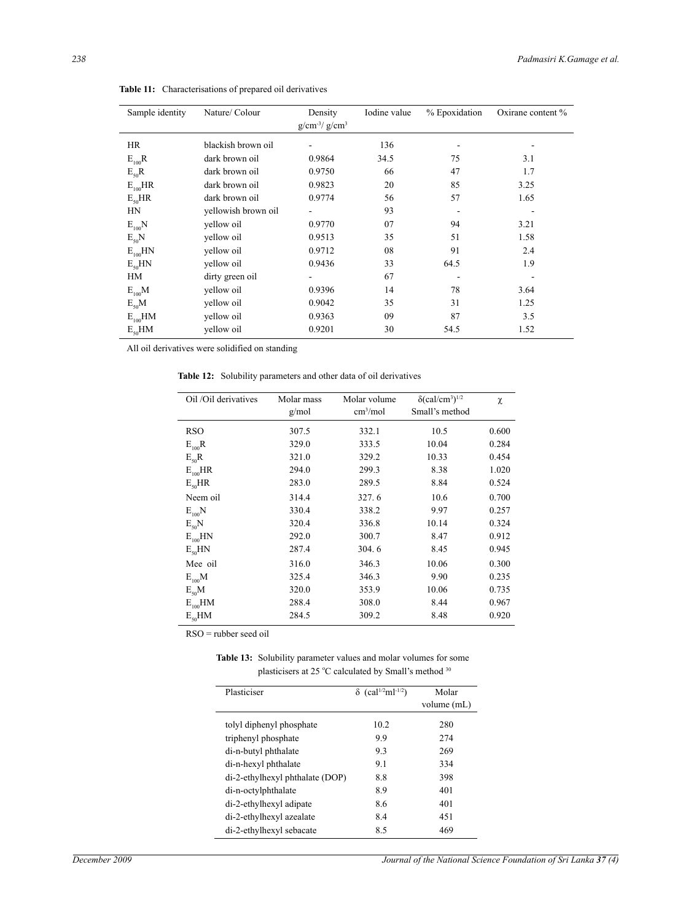**Table 11:** Characterisations of prepared oil derivatives

| Sample identity | Nature/ Colour | Density $g/cm^{-3}$/ $g/cm^3$ | Iodine value | % Epoxidation | Oxirane content % |
|---|---|---|---|---|---|
| HR | blackish brown oil | - | 136 | - | - |
| $E_{100}R$ | dark brown oil | 0.9864 | 34.5 | 75 | 3.1 |
| $E_{50}R$ | dark brown oil | 0.9750 | 66 | 47 | 1.7 |
| $E_{100}HR$ | dark brown oil | 0.9823 | 20 | 85 | 3.25 |
| $E_{50}HR$ | dark brown oil | 0.9774 | 56 | 57 | 1.65 |
| HN | yellowish brown oil | - | 93 | - | - |
| $E_{100}N$ | yellow oil | 0.9770 | 07 | 94 | 3.21 |
| $E_{50}N$ | yellow oil | 0.9513 | 35 | 51 | 1.58 |
| $E_{100}HN$ | yellow oil | 0.9712 | 08 | 91 | 2.4 |
| $E_{50}HN$ | yellow oil | 0.9436 | 33 | 64.5 | 1.9 |
| HM | dirty green oil | - | 67 | - | - |
| $E_{100}M$ | yellow oil | 0.9396 | 14 | 78 | 3.64 |
| $E_{50}M$ | yellow oil | 0.9042 | 35 | 31 | 1.25 |
| $E_{100}HM$ | yellow oil | 0.9363 | 09 | 87 | 3.5 |
| $E_{50}HM$ | yellow oil | 0.9201 | 30 | 54.5 | 1.52 |

All oil derivatives were solidified on standing

**Table 12:** Solubility parameters and other data of oil derivatives

| Oil /Oil derivatives | Molar mass g/mol | Molar volume $cm^3$/mol | $\delta(cal/cm^3)^{1/2}$ Small's method | $\chi$ |
|---|---|---|---|---|
| RSO | 307.5 | 332.1 | 10.5 | 0.600 |
| $E_{100}R$ | 329.0 | 333.5 | 10.04 | 0.284 |
| $E_{50}R$ | 321.0 | 329.2 | 10.33 | 0.454 |
| $E_{100}HR$ | 294.0 | 299.3 | 8.38 | 1.020 |
| $E_{50}HR$ | 283.0 | 289.5 | 8.84 | 0.524 |
| Neem oil | 314.4 | 327. 6 | 10.6 | 0.700 |
| $E_{100}N$ | 330.4 | 338.2 | 9.97 | 0.257 |
| $E_{50}N$ | 320.4 | 336.8 | 10.14 | 0.324 |
| $E_{100}HN$ | 292.0 | 300.7 | 8.47 | 0.912 |
| $E_{50}HN$ | 287.4 | 304. 6 | 8.45 | 0.945 |
| Mee oil | 316.0 | 346.3 | 10.06 | 0.300 |
| $E_{100}M$ | 325.4 | 346.3 | 9.90 | 0.235 |
| $E_{50}M$ | 320.0 | 353.9 | 10.06 | 0.735 |
| $E_{100}HM$ | 288.4 | 308.0 | 8.44 | 0.967 |
| $E_{50}HM$ | 284.5 | 309.2 | 8.48 | 0.920 |

RSO = rubber seed oil

**Table 13:** Solubility parameter values and molar volumes for some plasticisers at 25 °C calculated by Small's method [30]

| Plasticiser | $\delta$ ($cal^{1/2}ml^{-1/2}$) | Molar volume (mL) |
|---|---|---|
| tolyl diphenyl phosphate | 10.2 | 280 |
| triphenyl phosphate | 9.9 | 274 |
| di-n-butyl phthalate | 9.3 | 269 |
| di-n-hexyl phthalate | 9.1 | 334 |
| di-2-ethylhexyl phthalate (DOP) | 8.8 | 398 |
| di-n-octylphthalate | 8.9 | 401 |
| di-2-ethylhexyl adipate | 8.6 | 401 |
| di-2-ethylhexyl azealate | 8.4 | 451 |
| di-2-ethylhexyl sebacate | 8.5 | 469 |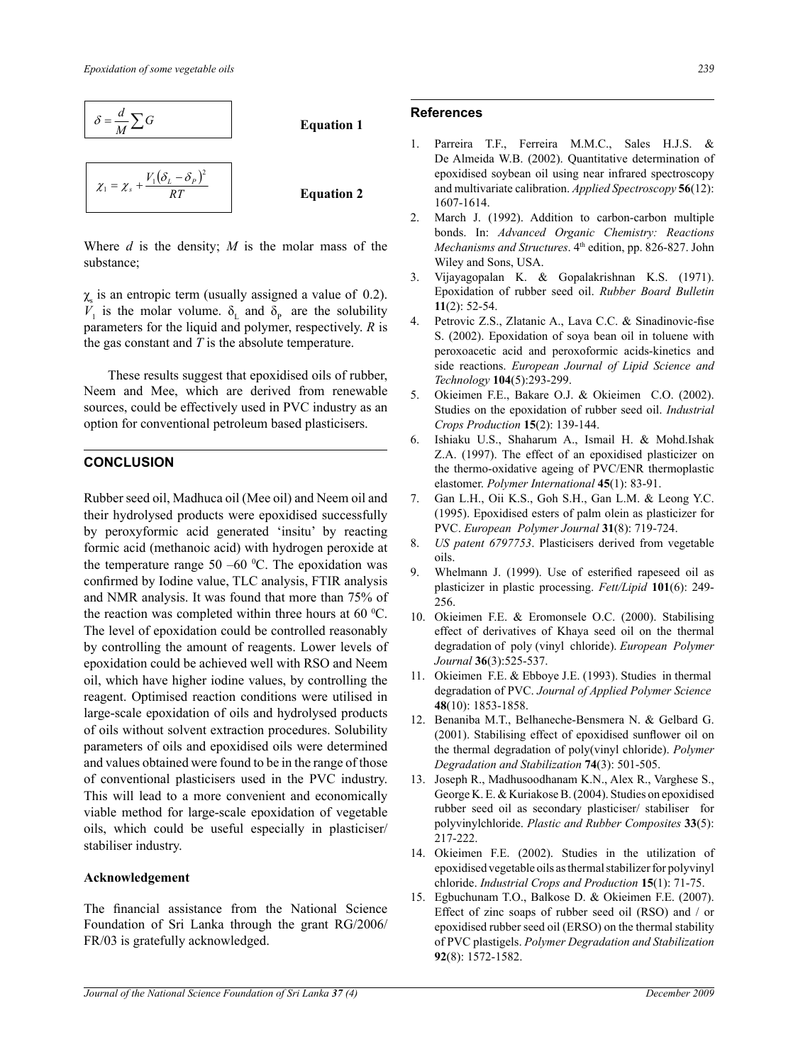$$\delta = \frac{d}{M}\sum G \qquad \textbf{Equation 1}$$

$$\chi_1 = \chi_s + \frac{V_1(\delta_L - \delta_P)^2}{RT} \qquad \textbf{Equation 2}$$

Where $d$ is the density; $M$ is the molar mass of the substance;

$\chi_s$ is an entropic term (usually assigned a value of 0.2). $V_1$ is the molar volume. $\delta_L$ and $\delta_P$ are the solubility parameters for the liquid and polymer, respectively. $R$ is the gas constant and $T$ is the absolute temperature.

These results suggest that epoxidised oils of rubber, Neem and Mee, which are derived from renewable sources, could be effectively used in PVC industry as an option for conventional petroleum based plasticisers.

## CONCLUSION

Rubber seed oil, Madhuca oil (Mee oil) and Neem oil and their hydrolysed products were epoxidised successfully by peroxyformic acid generated 'insitu' by reacting formic acid (methanoic acid) with hydrogen peroxide at the temperature range 50 –60 $^0$C. The epoxidation was confirmed by Iodine value, TLC analysis, FTIR analysis and NMR analysis. It was found that more than 75% of the reaction was completed within three hours at 60 $^0$C. The level of epoxidation could be controlled reasonably by controlling the amount of reagents. Lower levels of epoxidation could be achieved well with RSO and Neem oil, which have higher iodine values, by controlling the reagent. Optimised reaction conditions were utilised in large-scale epoxidation of oils and hydrolysed products of oils without solvent extraction procedures. Solubility parameters of oils and epoxidised oils were determined and values obtained were found to be in the range of those of conventional plasticisers used in the PVC industry. This will lead to a more convenient and economically viable method for large-scale epoxidation of vegetable oils, which could be useful especially in plasticiser/stabiliser industry.

### Acknowledgement

The financial assistance from the National Science Foundation of Sri Lanka through the grant RG/2006/FR/03 is gratefully acknowledged.

## References

1. Parreira T.F., Ferreira M.M.C., Sales H.J.S. & De Almeida W.B. (2002). Quantitative determination of epoxidised soybean oil using near infrared spectroscopy and multivariate calibration. *Applied Spectroscopy* **56**(12): 1607-1614.
2. March J. (1992). Addition to carbon-carbon multiple bonds. In: *Advanced Organic Chemistry: Reactions Mechanisms and Structures*. 4$^{th}$ edition, pp. 826-827. John Wiley and Sons, USA.
3. Vijayagopalan K. & Gopalakrishnan K.S. (1971). Epoxidation of rubber seed oil. *Rubber Board Bulletin* **11**(2): 52-54.
4. Petrovic Z.S., Zlatanic A., Lava C.C. & Sinadinovic-fise S. (2002). Epoxidation of soya bean oil in toluene with peroxoacetic acid and peroxoformic acids-kinetics and side reactions. *European Journal of Lipid Science and Technology* **104**(5):293-299.
5. Okieimen F.E., Bakare O.J. & Okieimen C.O. (2002). Studies on the epoxidation of rubber seed oil. *Industrial Crops Production* **15**(2): 139-144.
6. Ishiaku U.S., Shaharum A., Ismail H. & Mohd.Ishak Z.A. (1997). The effect of an epoxidised plasticizer on the thermo-oxidative ageing of PVC/ENR thermoplastic elastomer. *Polymer International* **45**(1): 83-91.
7. Gan L.H., Oii K.S., Goh S.H., Gan L.M. & Leong Y.C. (1995). Epoxidised esters of palm olein as plasticizer for PVC. *European Polymer Journal* **31**(8): 719-724.
8. *US patent 6797753*. Plasticisers derived from vegetable oils.
9. Whelmann J. (1999). Use of esterified rapeseed oil as plasticizer in plastic processing. *Fett/Lipid* **101**(6): 249-256.
10. Okieimen F.E. & Eromonsele O.C. (2000). Stabilising effect of derivatives of Khaya seed oil on the thermal degradation of poly (vinyl chloride). *European Polymer Journal* **36**(3):525-537.
11. Okieimen F.E. & Ebboye J.E. (1993). Studies in thermal degradation of PVC. *Journal of Applied Polymer Science* **48**(10): 1853-1858.
12. Benaniba M.T., Belhaneche-Bensmera N. & Gelbard G. (2001). Stabilising effect of epoxidised sunflower oil on the thermal degradation of poly(vinyl chloride). *Polymer Degradation and Stabilization* **74**(3): 501-505.
13. Joseph R., Madhusoodhanam K.N., Alex R., Varghese S., George K. E. & Kuriakose B. (2004). Studies on epoxidised rubber seed oil as secondary plasticiser/ stabiliser for polyvinylchloride. *Plastic and Rubber Composites* **33**(5): 217-222.
14. Okieimen F.E. (2002). Studies in the utilization of epoxidised vegetable oils as thermal stabilizer for polyvinyl chloride. *Industrial Crops and Production* **15**(1): 71-75.
15. Egbuchunam T.O., Balkose D. & Okieimen F.E. (2007). Effect of zinc soaps of rubber seed oil (RSO) and / or epoxidised rubber seed oil (ERSO) on the thermal stability of PVC plastigels. *Polymer Degradation and Stabilization* **92**(8): 1572-1582.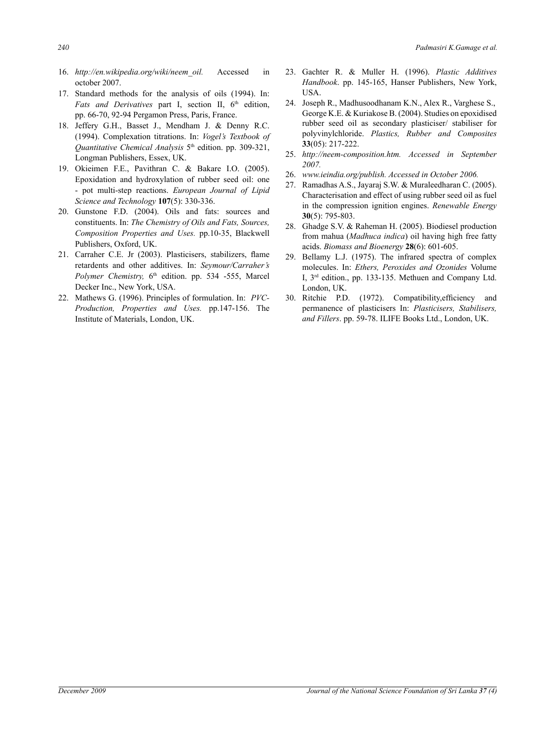16. *http://en.wikipedia.org/wiki/neem_oil.* Accessed in october 2007.
17. Standard methods for the analysis of oils (1994). In: *Fats and Derivatives* part I, section II, 6th edition, pp. 66-70, 92-94 Pergamon Press, Paris, France.
18. Jeffery G.H., Basset J., Mendham J. & Denny R.C. (1994). Complexation titrations. In: *Vogel's Textbook of Quantitative Chemical Analysis* 5th edition. pp. 309-321, Longman Publishers, Essex, UK.
19. Okieimen F.E., Pavithran C. & Bakare I.O. (2005). Epoxidation and hydroxylation of rubber seed oil: one - pot multi-step reactions. *European Journal of Lipid Science and Technology* **107**(5): 330-336.
20. Gunstone F.D. (2004). Oils and fats: sources and constituents. In: *The Chemistry of Oils and Fats, Sources, Composition Properties and Uses.* pp.10-35, Blackwell Publishers, Oxford, UK.
21. Carraher C.E. Jr (2003). Plasticisers, stabilizers, flame retardents and other additives. In: *Seymour/Carraher's Polymer Chemistry,* 6th edition. pp. 534 -555, Marcel Decker Inc., New York, USA.
22. Mathews G. (1996). Principles of formulation. In: *PVC-Production, Properties and Uses.* pp.147-156. The Institute of Materials, London, UK.
23. Gachter R. & Muller H. (1996). *Plastic Additives Handbook*. pp. 145-165, Hanser Publishers, New York, USA.
24. Joseph R., Madhusoodhanam K.N., Alex R., Varghese S., George K.E. & Kuriakose B. (2004). Studies on epoxidised rubber seed oil as secondary plasticiser/ stabiliser for polyvinylchloride. *Plastics, Rubber and Composites* **33**(05): 217-222.
25. *http://neem-composition.htm. Accessed in September 2007.*
26. *www.ieindia.org/publish. Accessed in October 2006.*
27. Ramadhas A.S., Jayaraj S.W. & Muraleedharan C. (2005). Characterisation and effect of using rubber seed oil as fuel in the compression ignition engines. *Renewable Energy* **30**(5): 795-803.
28. Ghadge S.V. & Raheman H. (2005). Biodiesel production from mahua (*Madhuca indica*) oil having high free fatty acids. *Biomass and Bioenergy* **28**(6): 601-605.
29. Bellamy L.J. (1975). The infrared spectra of complex molecules. In: *Ethers, Peroxides and Ozonides* Volume I, 3rd edition., pp. 133-135. Methuen and Company Ltd. London, UK.
30. Ritchie P.D. (1972). Compatibility,efficiency and permanence of plasticisers In: *Plasticisers, Stabilisers, and Fillers*. pp. 59-78. ILIFE Books Ltd., London, UK.